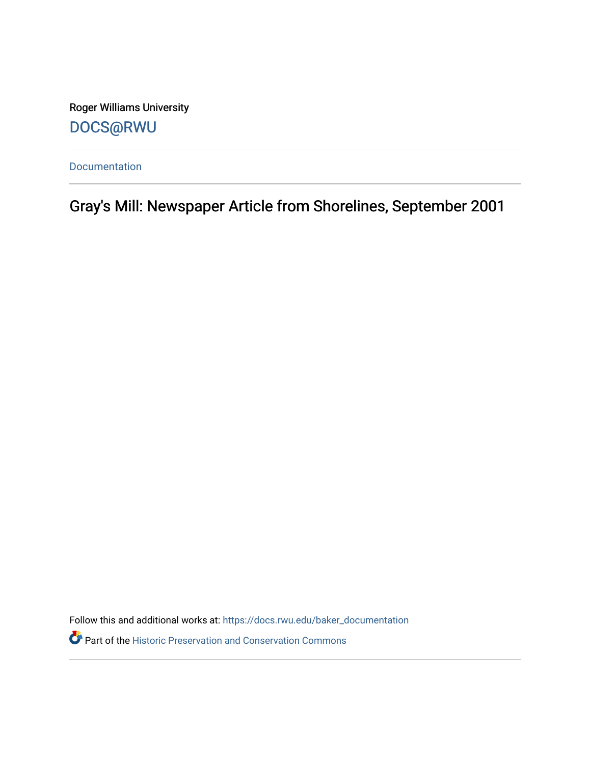Roger Williams University

DOCS@RWU

Documentation

# Gray's Mill: Newspaper Article from Shorelines, September 2001

Follow this and additional works at: https://docs.rwu.edu/baker_documentation

Part of the Historic Preservation and Conservation Commons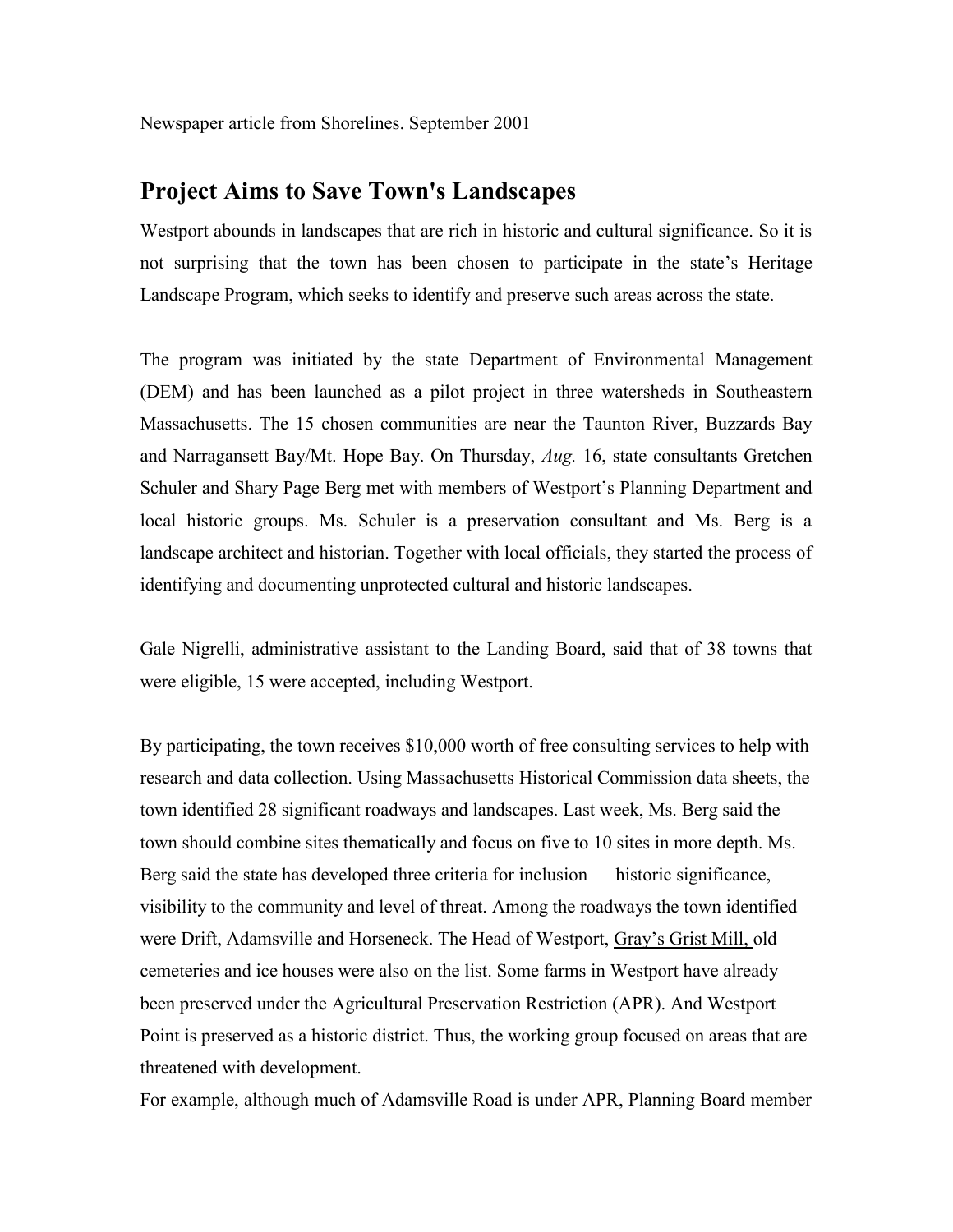Newspaper article from Shorelines. September 2001

## Project Aims to Save Town's Landscapes

Westport abounds in landscapes that are rich in historic and cultural significance. So it is not surprising that the town has been chosen to participate in the state's Heritage Landscape Program, which seeks to identify and preserve such areas across the state.

The program was initiated by the state Department of Environmental Management (DEM) and has been launched as a pilot project in three watersheds in Southeastern Massachusetts. The 15 chosen communities are near the Taunton River, Buzzards Bay and Narragansett Bay/Mt. Hope Bay. On Thursday, *Aug.* 16, state consultants Gretchen Schuler and Shary Page Berg met with members of Westport's Planning Department and local historic groups. Ms. Schuler is a preservation consultant and Ms. Berg is a landscape architect and historian. Together with local officials, they started the process of identifying and documenting unprotected cultural and historic landscapes.

Gale Nigrelli, administrative assistant to the Landing Board, said that of 38 towns that were eligible, 15 were accepted, including Westport.

By participating, the town receives $10,000 worth of free consulting services to help with research and data collection. Using Massachusetts Historical Commission data sheets, the town identified 28 significant roadways and landscapes. Last week, Ms. Berg said the town should combine sites thematically and focus on five to 10 sites in more depth. Ms. Berg said the state has developed three criteria for inclusion — historic significance, visibility to the community and level of threat. Among the roadways the town identified were Drift, Adamsville and Horseneck. The Head of Westport, Gray's Grist Mill, old cemeteries and ice houses were also on the list. Some farms in Westport have already been preserved under the Agricultural Preservation Restriction (APR). And Westport Point is preserved as a historic district. Thus, the working group focused on areas that are threatened with development.

For example, although much of Adamsville Road is under APR, Planning Board member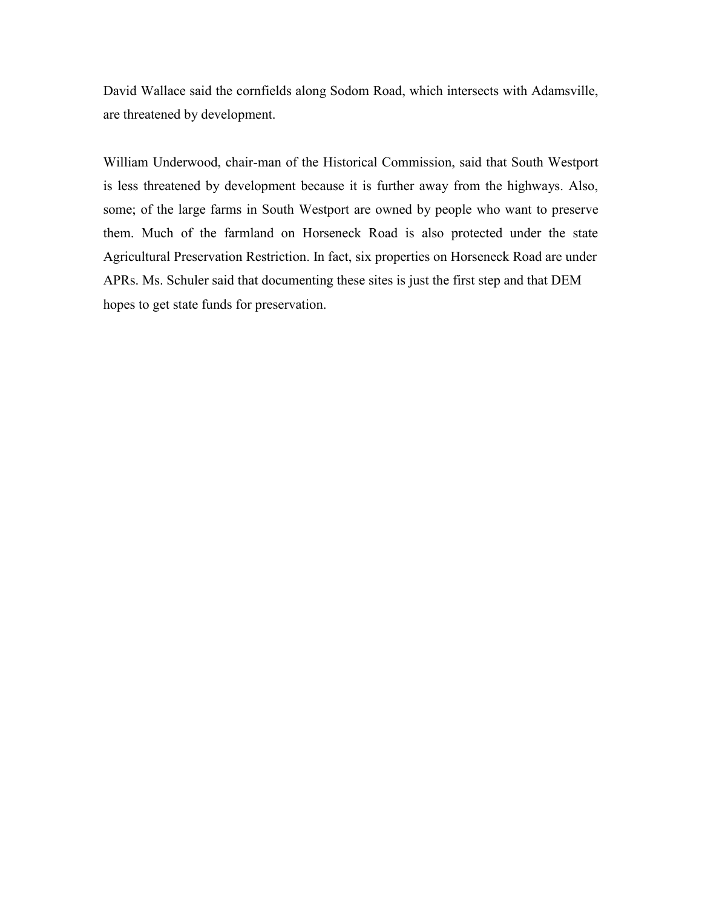David Wallace said the cornfields along Sodom Road, which intersects with Adamsville, are threatened by development.

William Underwood, chair-man of the Historical Commission, said that South Westport is less threatened by development because it is further away from the highways. Also, some; of the large farms in South Westport are owned by people who want to preserve them. Much of the farmland on Horseneck Road is also protected under the state Agricultural Preservation Restriction. In fact, six properties on Horseneck Road are under APRs. Ms. Schuler said that documenting these sites is just the first step and that DEM hopes to get state funds for preservation.